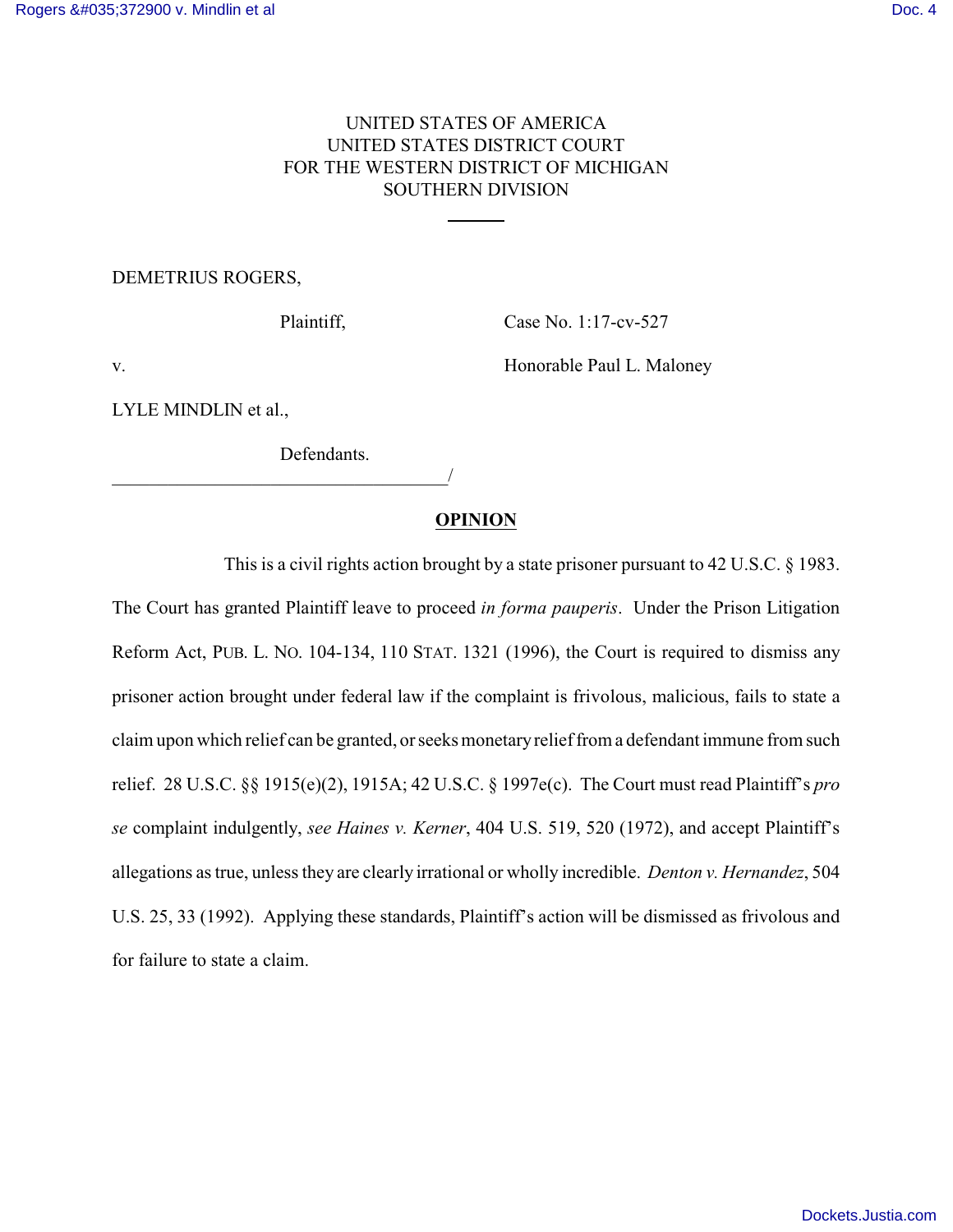UNITED STATES OF AMERICA
UNITED STATES DISTRICT COURT
FOR THE WESTERN DISTRICT OF MICHIGAN
SOUTHERN DIVISION

---

DEMETRIUS ROGERS,

Plaintiff, Case No. 1:17-cv-527

v. Honorable Paul L. Maloney

LYLE MINDLIN et al.,

Defendants.

\_\_\_\_\_\_\_\_\_\_\_\_\_\_\_\_\_\_\_\_\_\_\_\_\_\_\_\_\_\_\_\_\_\_\_\_\_\_/

## OPINION

This is a civil rights action brought by a state prisoner pursuant to 42 U.S.C. § 1983. The Court has granted Plaintiff leave to proceed *in forma pauperis*. Under the Prison Litigation Reform Act, PUB. L. NO. 104-134, 110 STAT. 1321 (1996), the Court is required to dismiss any prisoner action brought under federal law if the complaint is frivolous, malicious, fails to state a claim upon which relief can be granted, or seeks monetary relief from a defendant immune from such relief. 28 U.S.C. §§ 1915(e)(2), 1915A; 42 U.S.C. § 1997e(c). The Court must read Plaintiff's *pro se* complaint indulgently, *see Haines v. Kerner*, 404 U.S. 519, 520 (1972), and accept Plaintiff's allegations as true, unless they are clearly irrational or wholly incredible. *Denton v. Hernandez*, 504 U.S. 25, 33 (1992). Applying these standards, Plaintiff's action will be dismissed as frivolous and for failure to state a claim.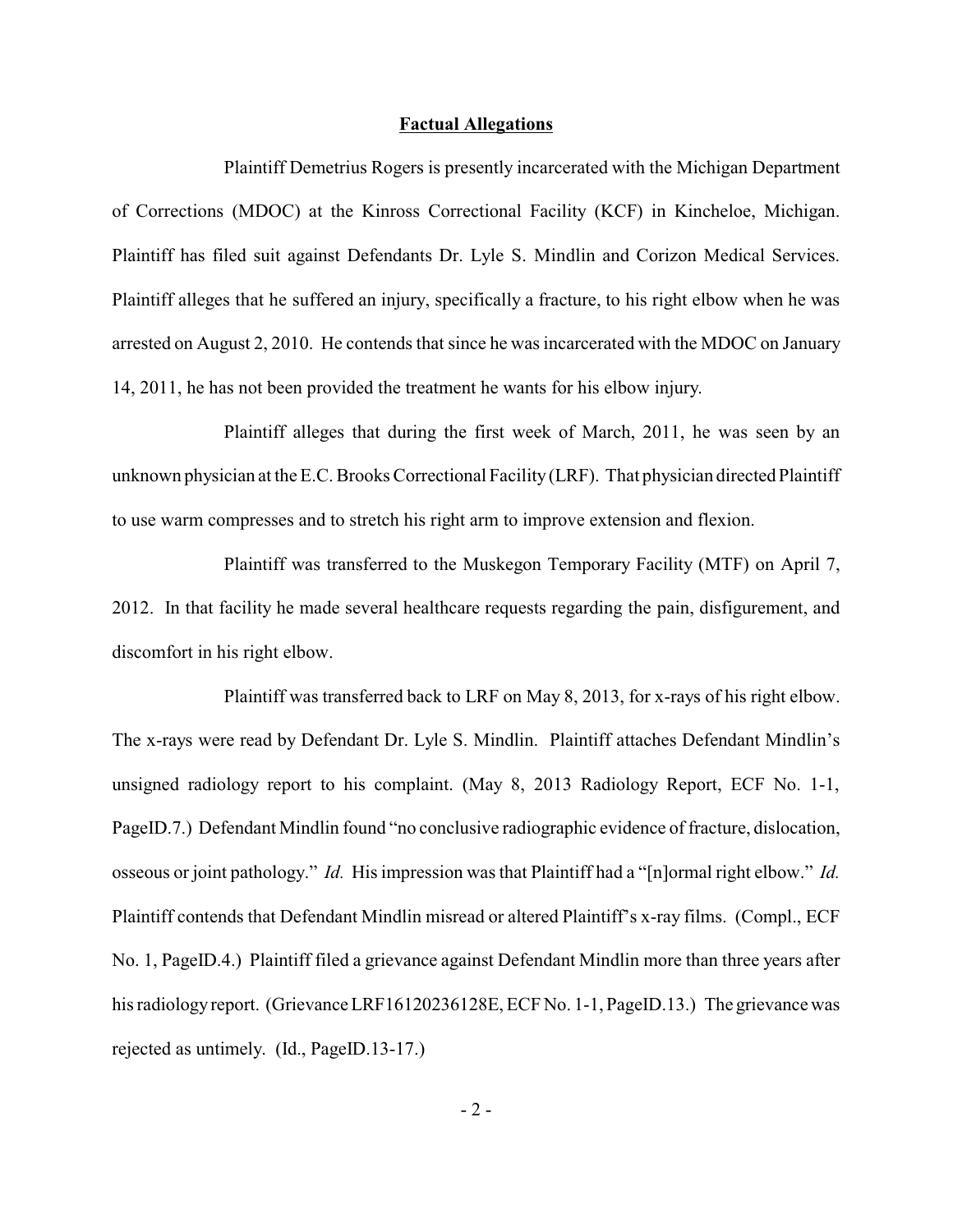## Factual Allegations

Plaintiff Demetrius Rogers is presently incarcerated with the Michigan Department of Corrections (MDOC) at the Kinross Correctional Facility (KCF) in Kincheloe, Michigan. Plaintiff has filed suit against Defendants Dr. Lyle S. Mindlin and Corizon Medical Services. Plaintiff alleges that he suffered an injury, specifically a fracture, to his right elbow when he was arrested on August 2, 2010. He contends that since he was incarcerated with the MDOC on January 14, 2011, he has not been provided the treatment he wants for his elbow injury.

Plaintiff alleges that during the first week of March, 2011, he was seen by an unknown physician at the E.C. Brooks Correctional Facility (LRF). That physician directed Plaintiff to use warm compresses and to stretch his right arm to improve extension and flexion.

Plaintiff was transferred to the Muskegon Temporary Facility (MTF) on April 7, 2012. In that facility he made several healthcare requests regarding the pain, disfigurement, and discomfort in his right elbow.

Plaintiff was transferred back to LRF on May 8, 2013, for x-rays of his right elbow. The x-rays were read by Defendant Dr. Lyle S. Mindlin. Plaintiff attaches Defendant Mindlin's unsigned radiology report to his complaint. (May 8, 2013 Radiology Report, ECF No. 1-1, PageID.7.) Defendant Mindlin found "no conclusive radiographic evidence of fracture, dislocation, osseous or joint pathology." *Id.* His impression was that Plaintiff had a "[n]ormal right elbow." *Id.* Plaintiff contends that Defendant Mindlin misread or altered Plaintiff's x-ray films. (Compl., ECF No. 1, PageID.4.) Plaintiff filed a grievance against Defendant Mindlin more than three years after his radiology report. (Grievance LRF16120236128E, ECF No. 1-1, PageID.13.) The grievance was rejected as untimely. (Id., PageID.13-17.)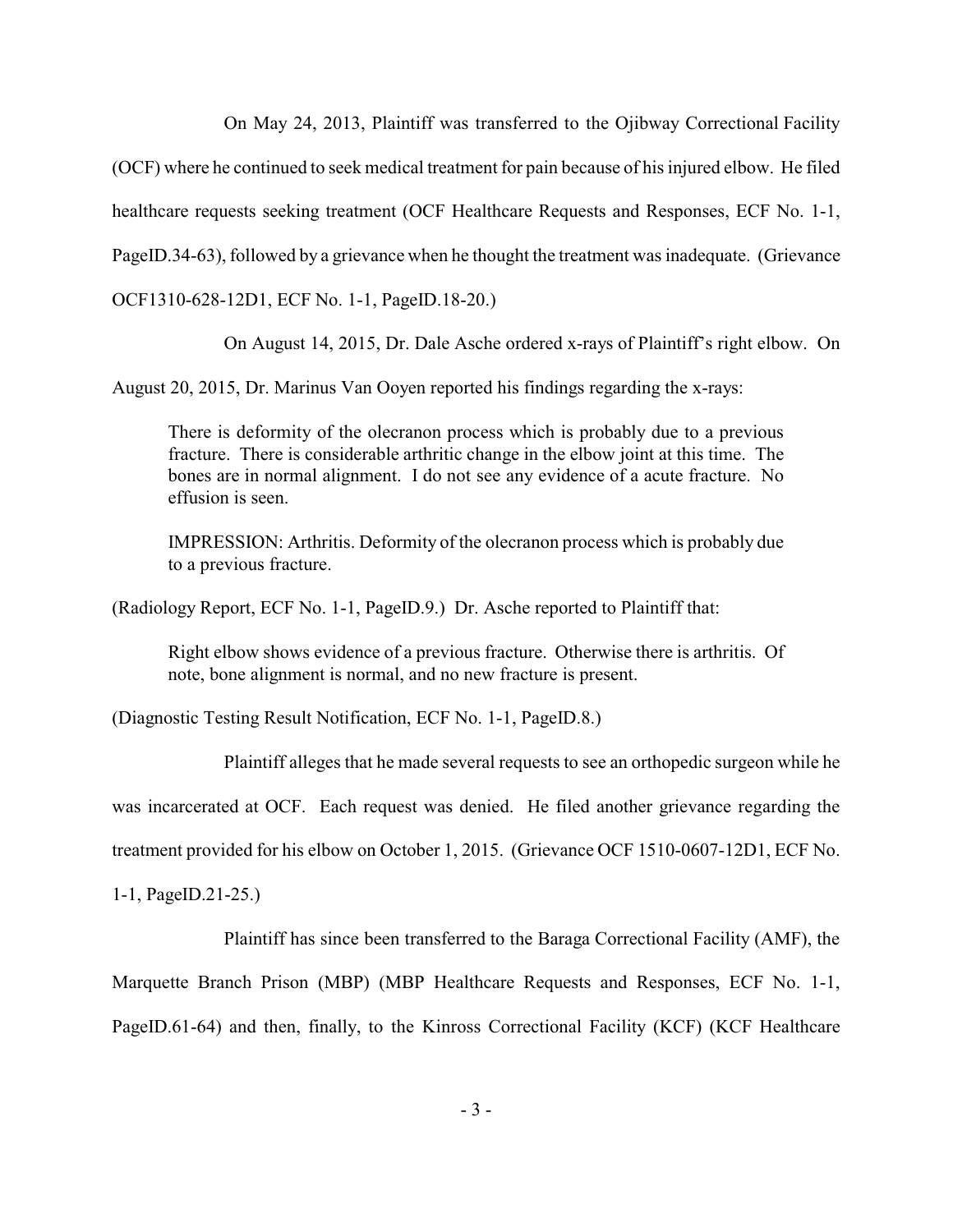On May 24, 2013, Plaintiff was transferred to the Ojibway Correctional Facility (OCF) where he continued to seek medical treatment for pain because of his injured elbow. He filed healthcare requests seeking treatment (OCF Healthcare Requests and Responses, ECF No. 1-1, PageID.34-63), followed by a grievance when he thought the treatment was inadequate. (Grievance OCF1310-628-12D1, ECF No. 1-1, PageID.18-20.)

On August 14, 2015, Dr. Dale Asche ordered x-rays of Plaintiff's right elbow. On August 20, 2015, Dr. Marinus Van Ooyen reported his findings regarding the x-rays:

> There is deformity of the olecranon process which is probably due to a previous fracture. There is considerable arthritic change in the elbow joint at this time. The bones are in normal alignment. I do not see any evidence of a acute fracture. No effusion is seen.
>
> IMPRESSION: Arthritis. Deformity of the olecranon process which is probably due to a previous fracture.

(Radiology Report, ECF No. 1-1, PageID.9.) Dr. Asche reported to Plaintiff that:

> Right elbow shows evidence of a previous fracture. Otherwise there is arthritis. Of note, bone alignment is normal, and no new fracture is present.

(Diagnostic Testing Result Notification, ECF No. 1-1, PageID.8.)

Plaintiff alleges that he made several requests to see an orthopedic surgeon while he was incarcerated at OCF. Each request was denied. He filed another grievance regarding the treatment provided for his elbow on October 1, 2015. (Grievance OCF 1510-0607-12D1, ECF No. 1-1, PageID.21-25.)

Plaintiff has since been transferred to the Baraga Correctional Facility (AMF), the Marquette Branch Prison (MBP) (MBP Healthcare Requests and Responses, ECF No. 1-1, PageID.61-64) and then, finally, to the Kinross Correctional Facility (KCF) (KCF Healthcare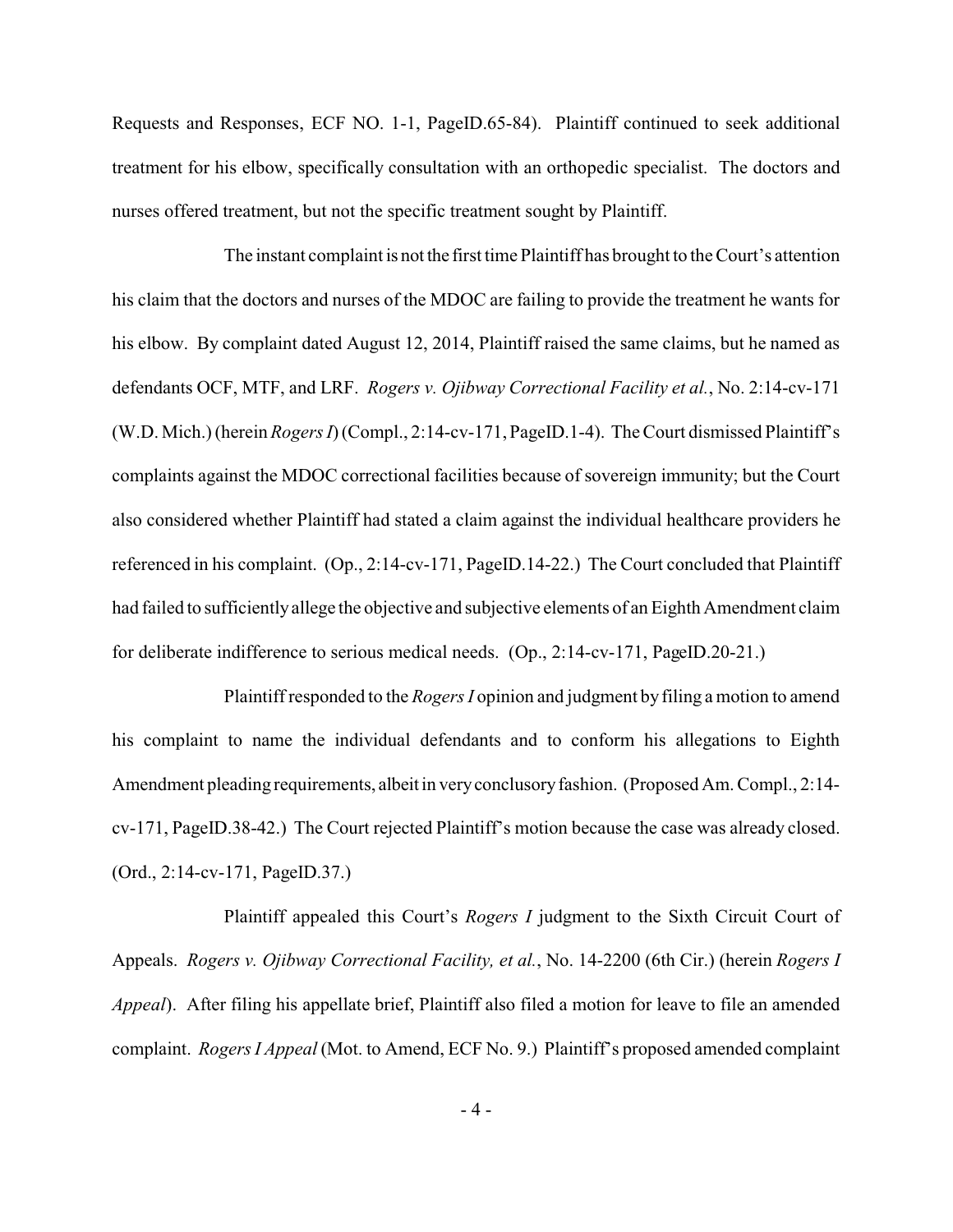Requests and Responses, ECF NO. 1-1, PageID.65-84). Plaintiff continued to seek additional treatment for his elbow, specifically consultation with an orthopedic specialist. The doctors and nurses offered treatment, but not the specific treatment sought by Plaintiff.

The instant complaint is not the first time Plaintiff has brought to the Court's attention his claim that the doctors and nurses of the MDOC are failing to provide the treatment he wants for his elbow. By complaint dated August 12, 2014, Plaintiff raised the same claims, but he named as defendants OCF, MTF, and LRF. *Rogers v. Ojibway Correctional Facility et al.*, No. 2:14-cv-171 (W.D. Mich.) (herein *Rogers I*) (Compl., 2:14-cv-171, PageID.1-4). The Court dismissed Plaintiff's complaints against the MDOC correctional facilities because of sovereign immunity; but the Court also considered whether Plaintiff had stated a claim against the individual healthcare providers he referenced in his complaint. (Op., 2:14-cv-171, PageID.14-22.) The Court concluded that Plaintiff had failed to sufficiently allege the objective and subjective elements of an Eighth Amendment claim for deliberate indifference to serious medical needs. (Op., 2:14-cv-171, PageID.20-21.)

Plaintiff responded to the *Rogers I* opinion and judgment by filing a motion to amend his complaint to name the individual defendants and to conform his allegations to Eighth Amendment pleading requirements, albeit in very conclusory fashion. (Proposed Am. Compl., 2:14-cv-171, PageID.38-42.) The Court rejected Plaintiff's motion because the case was already closed. (Ord., 2:14-cv-171, PageID.37.)

Plaintiff appealed this Court's *Rogers I* judgment to the Sixth Circuit Court of Appeals. *Rogers v. Ojibway Correctional Facility, et al.*, No. 14-2200 (6th Cir.) (herein *Rogers I Appeal*). After filing his appellate brief, Plaintiff also filed a motion for leave to file an amended complaint. *Rogers I Appeal* (Mot. to Amend, ECF No. 9.) Plaintiff's proposed amended complaint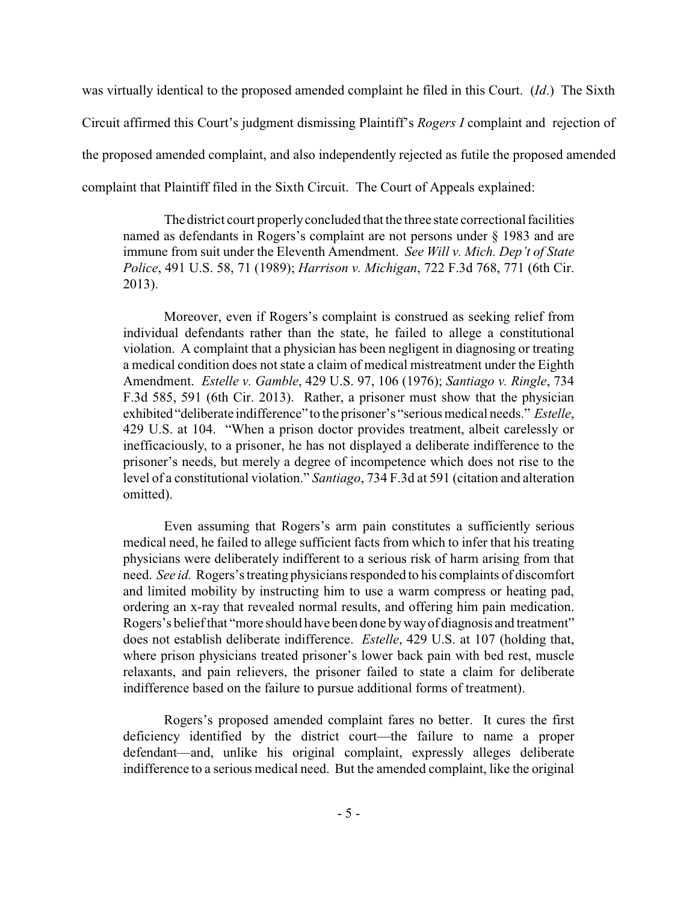was virtually identical to the proposed amended complaint he filed in this Court. (*Id*.) The Sixth Circuit affirmed this Court's judgment dismissing Plaintiff's *Rogers I* complaint and rejection of the proposed amended complaint, and also independently rejected as futile the proposed amended complaint that Plaintiff filed in the Sixth Circuit. The Court of Appeals explained:

> The district court properly concluded that the three state correctional facilities named as defendants in Rogers's complaint are not persons under § 1983 and are immune from suit under the Eleventh Amendment. *See Will v. Mich. Dep't of State Police*, 491 U.S. 58, 71 (1989); *Harrison v. Michigan*, 722 F.3d 768, 771 (6th Cir. 2013).
>
> Moreover, even if Rogers's complaint is construed as seeking relief from individual defendants rather than the state, he failed to allege a constitutional violation. A complaint that a physician has been negligent in diagnosing or treating a medical condition does not state a claim of medical mistreatment under the Eighth Amendment. *Estelle v. Gamble*, 429 U.S. 97, 106 (1976); *Santiago v. Ringle*, 734 F.3d 585, 591 (6th Cir. 2013). Rather, a prisoner must show that the physician exhibited "deliberate indifference" to the prisoner's "serious medical needs." *Estelle*, 429 U.S. at 104. "When a prison doctor provides treatment, albeit carelessly or inefficaciously, to a prisoner, he has not displayed a deliberate indifference to the prisoner's needs, but merely a degree of incompetence which does not rise to the level of a constitutional violation." *Santiago*, 734 F.3d at 591 (citation and alteration omitted).
>
> Even assuming that Rogers's arm pain constitutes a sufficiently serious medical need, he failed to allege sufficient facts from which to infer that his treating physicians were deliberately indifferent to a serious risk of harm arising from that need. *See id.* Rogers's treating physicians responded to his complaints of discomfort and limited mobility by instructing him to use a warm compress or heating pad, ordering an x-ray that revealed normal results, and offering him pain medication. Rogers's belief that "more should have been done by way of diagnosis and treatment" does not establish deliberate indifference. *Estelle*, 429 U.S. at 107 (holding that, where prison physicians treated prisoner's lower back pain with bed rest, muscle relaxants, and pain relievers, the prisoner failed to state a claim for deliberate indifference based on the failure to pursue additional forms of treatment).
>
> Rogers's proposed amended complaint fares no better. It cures the first deficiency identified by the district court—the failure to name a proper defendant—and, unlike his original complaint, expressly alleges deliberate indifference to a serious medical need. But the amended complaint, like the original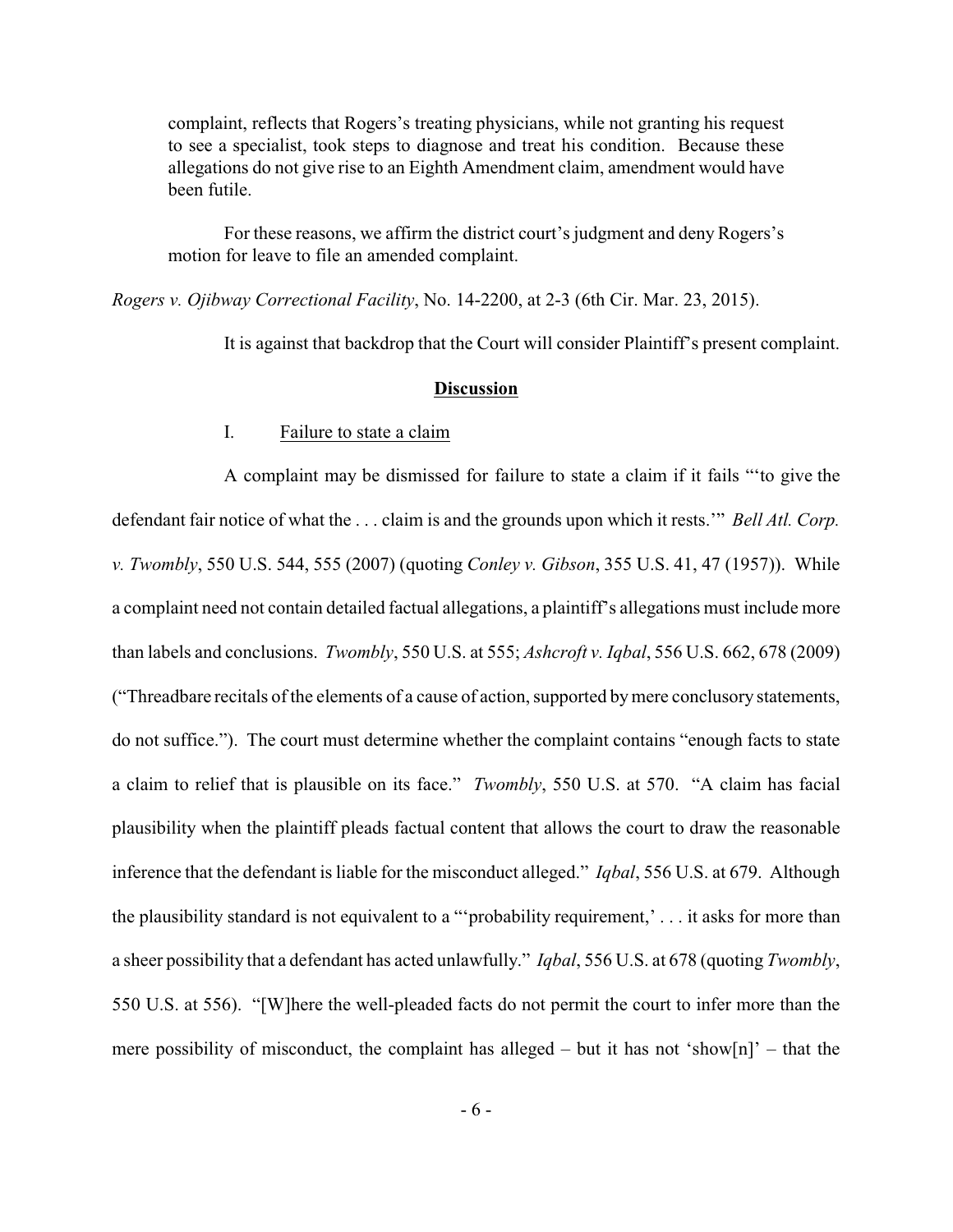> complaint, reflects that Rogers's treating physicians, while not granting his request to see a specialist, took steps to diagnose and treat his condition. Because these allegations do not give rise to an Eighth Amendment claim, amendment would have been futile.
>
> For these reasons, we affirm the district court's judgment and deny Rogers's motion for leave to file an amended complaint.

*Rogers v. Ojibway Correctional Facility*, No. 14-2200, at 2-3 (6th Cir. Mar. 23, 2015).

It is against that backdrop that the Court will consider Plaintiff's present complaint.

## **Discussion**

### I. Failure to state a claim

A complaint may be dismissed for failure to state a claim if it fails "'to give the defendant fair notice of what the . . . claim is and the grounds upon which it rests.'" *Bell Atl. Corp. v. Twombly*, 550 U.S. 544, 555 (2007) (quoting *Conley v. Gibson*, 355 U.S. 41, 47 (1957)). While a complaint need not contain detailed factual allegations, a plaintiff's allegations must include more than labels and conclusions. *Twombly*, 550 U.S. at 555; *Ashcroft v. Iqbal*, 556 U.S. 662, 678 (2009) ("Threadbare recitals of the elements of a cause of action, supported by mere conclusory statements, do not suffice."). The court must determine whether the complaint contains "enough facts to state a claim to relief that is plausible on its face." *Twombly*, 550 U.S. at 570. "A claim has facial plausibility when the plaintiff pleads factual content that allows the court to draw the reasonable inference that the defendant is liable for the misconduct alleged." *Iqbal*, 556 U.S. at 679. Although the plausibility standard is not equivalent to a "'probability requirement,' . . . it asks for more than a sheer possibility that a defendant has acted unlawfully." *Iqbal*, 556 U.S. at 678 (quoting *Twombly*, 550 U.S. at 556). "[W]here the well-pleaded facts do not permit the court to infer more than the mere possibility of misconduct, the complaint has alleged – but it has not 'show[n]' – that the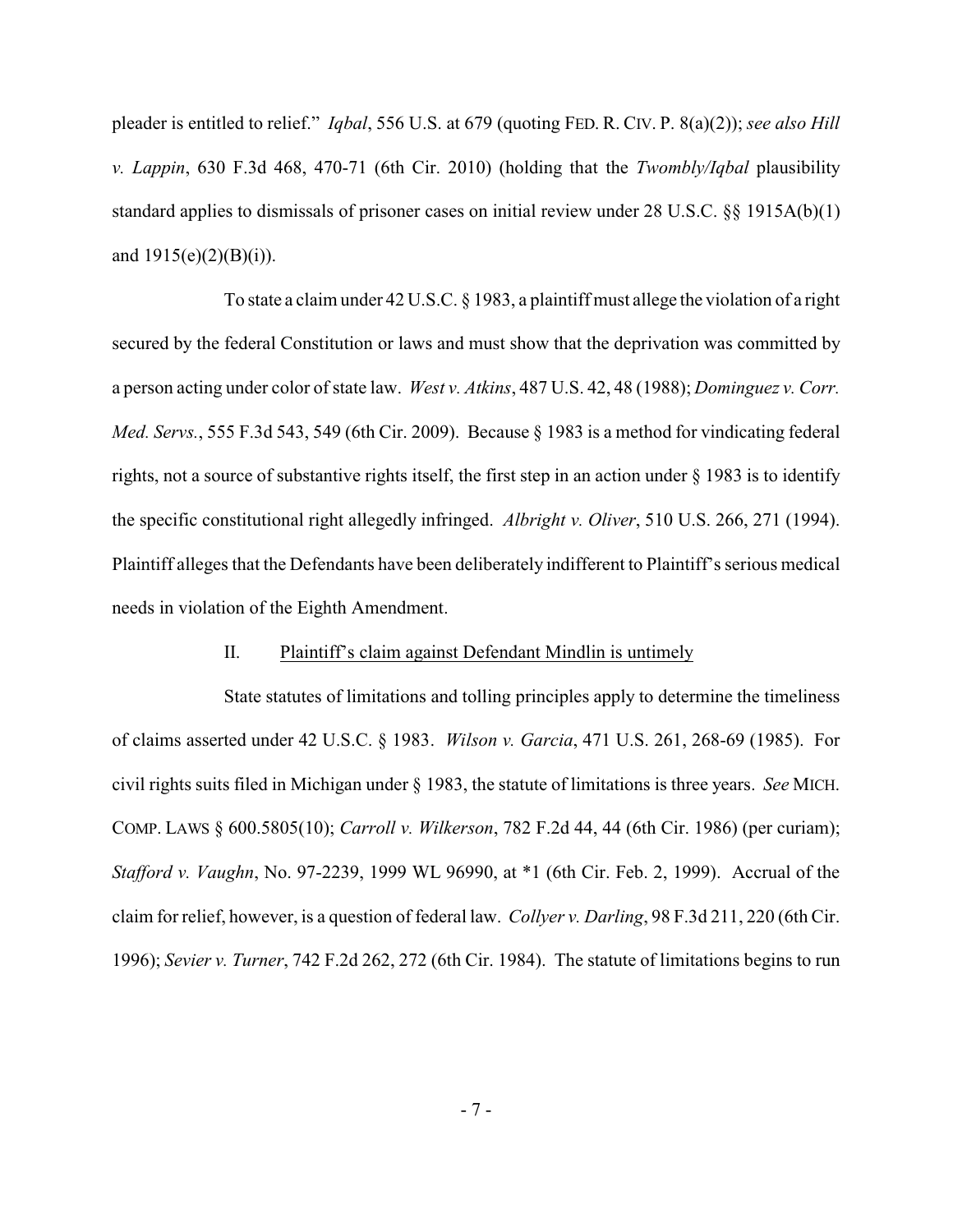pleader is entitled to relief." *Iqbal*, 556 U.S. at 679 (quoting FED. R. CIV. P. 8(a)(2)); *see also Hill v. Lappin*, 630 F.3d 468, 470-71 (6th Cir. 2010) (holding that the *Twombly/Iqbal* plausibility standard applies to dismissals of prisoner cases on initial review under 28 U.S.C. §§ 1915A(b)(1) and 1915(e)(2)(B)(i)).

To state a claim under 42 U.S.C. § 1983, a plaintiff must allege the violation of a right secured by the federal Constitution or laws and must show that the deprivation was committed by a person acting under color of state law. *West v. Atkins*, 487 U.S. 42, 48 (1988); *Dominguez v. Corr. Med. Servs.*, 555 F.3d 543, 549 (6th Cir. 2009). Because § 1983 is a method for vindicating federal rights, not a source of substantive rights itself, the first step in an action under § 1983 is to identify the specific constitutional right allegedly infringed. *Albright v. Oliver*, 510 U.S. 266, 271 (1994). Plaintiff alleges that the Defendants have been deliberately indifferent to Plaintiff's serious medical needs in violation of the Eighth Amendment.

## II. Plaintiff's claim against Defendant Mindlin is untimely

State statutes of limitations and tolling principles apply to determine the timeliness of claims asserted under 42 U.S.C. § 1983. *Wilson v. Garcia*, 471 U.S. 261, 268-69 (1985). For civil rights suits filed in Michigan under § 1983, the statute of limitations is three years. *See* MICH. COMP. LAWS § 600.5805(10); *Carroll v. Wilkerson*, 782 F.2d 44, 44 (6th Cir. 1986) (per curiam); *Stafford v. Vaughn*, No. 97-2239, 1999 WL 96990, at *1 (6th Cir. Feb. 2, 1999). Accrual of the claim for relief, however, is a question of federal law. *Collyer v. Darling*, 98 F.3d 211, 220 (6th Cir. 1996); *Sevier v. Turner*, 742 F.2d 262, 272 (6th Cir. 1984). The statute of limitations begins to run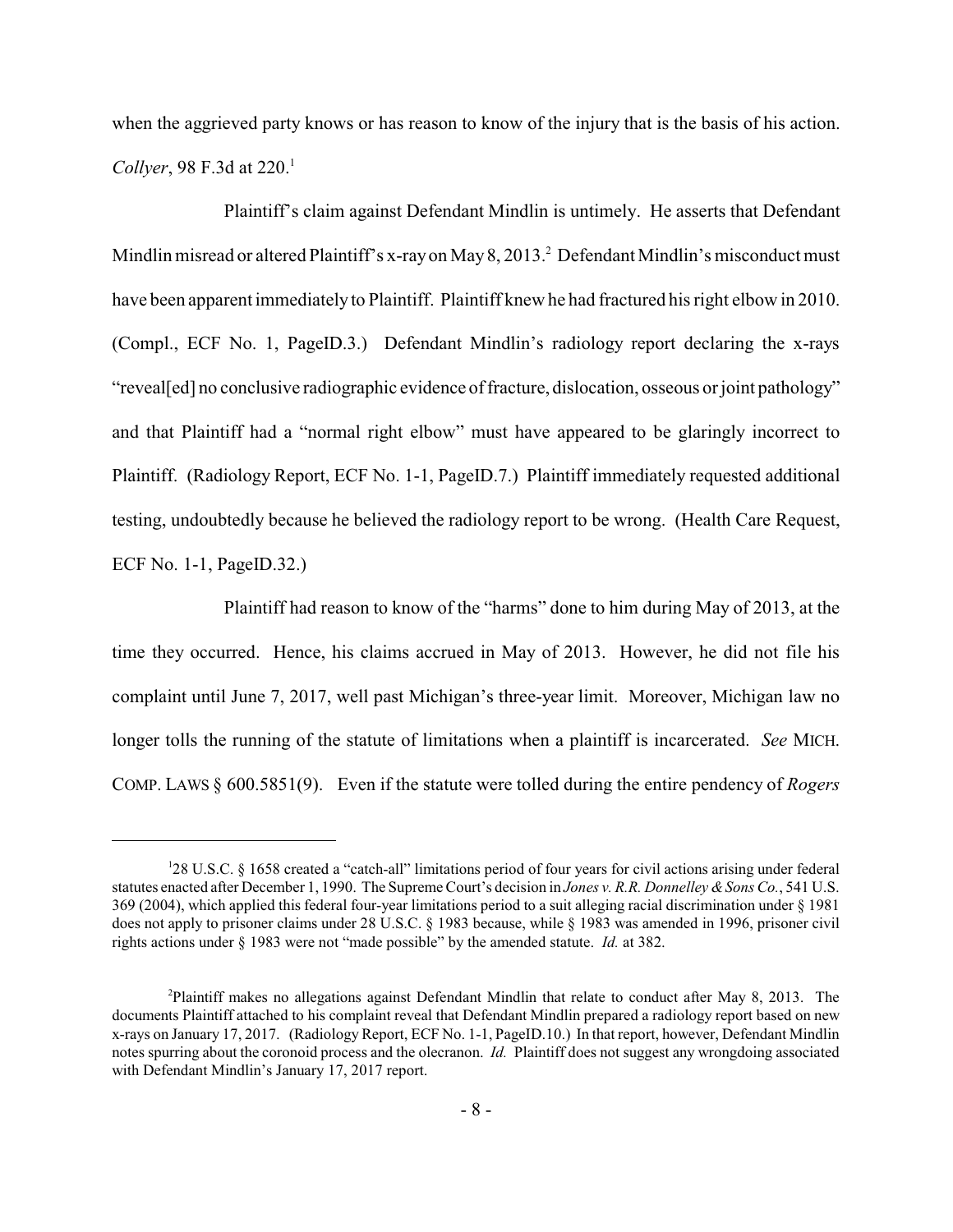when the aggrieved party knows or has reason to know of the injury that is the basis of his action. *Collyer*, 98 F.3d at 220.[1]

Plaintiff's claim against Defendant Mindlin is untimely. He asserts that Defendant Mindlin misread or altered Plaintiff's x-ray on May 8, 2013.[2] Defendant Mindlin's misconduct must have been apparent immediately to Plaintiff. Plaintiff knew he had fractured his right elbow in 2010. (Compl., ECF No. 1, PageID.3.) Defendant Mindlin's radiology report declaring the x-rays "reveal[ed] no conclusive radiographic evidence of fracture, dislocation, osseous or joint pathology" and that Plaintiff had a "normal right elbow" must have appeared to be glaringly incorrect to Plaintiff. (Radiology Report, ECF No. 1-1, PageID.7.) Plaintiff immediately requested additional testing, undoubtedly because he believed the radiology report to be wrong. (Health Care Request, ECF No. 1-1, PageID.32.)

Plaintiff had reason to know of the "harms" done to him during May of 2013, at the time they occurred. Hence, his claims accrued in May of 2013. However, he did not file his complaint until June 7, 2017, well past Michigan's three-year limit. Moreover, Michigan law no longer tolls the running of the statute of limitations when a plaintiff is incarcerated. *See* MICH. COMP. LAWS § 600.5851(9). Even if the statute were tolled during the entire pendency of *Rogers*

---

[1] 28 U.S.C. § 1658 created a "catch-all" limitations period of four years for civil actions arising under federal statutes enacted after December 1, 1990. The Supreme Court's decision in *Jones v. R.R. Donnelley & Sons Co.*, 541 U.S. 369 (2004), which applied this federal four-year limitations period to a suit alleging racial discrimination under § 1981 does not apply to prisoner claims under 28 U.S.C. § 1983 because, while § 1983 was amended in 1996, prisoner civil rights actions under § 1983 were not "made possible" by the amended statute. *Id.* at 382.

[2] Plaintiff makes no allegations against Defendant Mindlin that relate to conduct after May 8, 2013. The documents Plaintiff attached to his complaint reveal that Defendant Mindlin prepared a radiology report based on new x-rays on January 17, 2017. (Radiology Report, ECF No. 1-1, PageID.10.) In that report, however, Defendant Mindlin notes spurring about the coronoid process and the olecranon. *Id.* Plaintiff does not suggest any wrongdoing associated with Defendant Mindlin's January 17, 2017 report.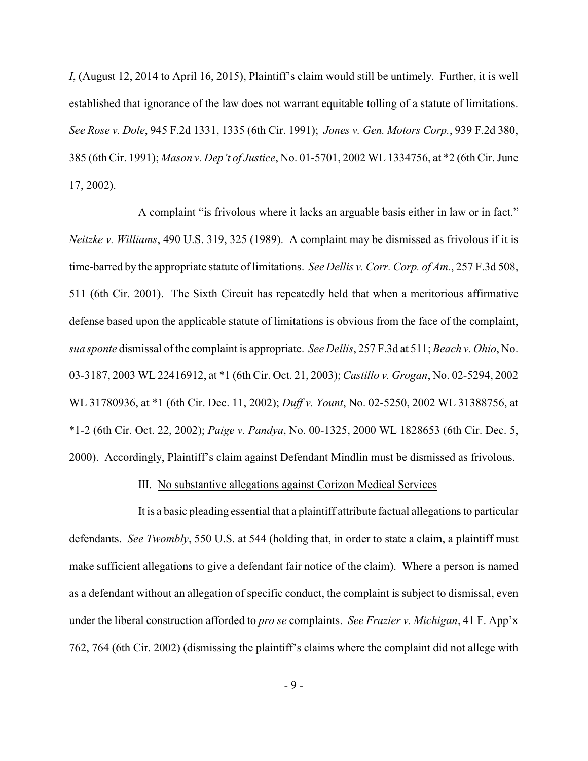*I*, (August 12, 2014 to April 16, 2015), Plaintiff's claim would still be untimely. Further, it is well established that ignorance of the law does not warrant equitable tolling of a statute of limitations. *See Rose v. Dole*, 945 F.2d 1331, 1335 (6th Cir. 1991); *Jones v. Gen. Motors Corp.*, 939 F.2d 380, 385 (6th Cir. 1991); *Mason v. Dep't of Justice*, No. 01-5701, 2002 WL 1334756, at *2 (6th Cir. June 17, 2002).

A complaint "is frivolous where it lacks an arguable basis either in law or in fact." *Neitzke v. Williams*, 490 U.S. 319, 325 (1989). A complaint may be dismissed as frivolous if it is time-barred by the appropriate statute of limitations. *See Dellis v. Corr. Corp. of Am.*, 257 F.3d 508, 511 (6th Cir. 2001). The Sixth Circuit has repeatedly held that when a meritorious affirmative defense based upon the applicable statute of limitations is obvious from the face of the complaint, *sua sponte* dismissal of the complaint is appropriate. *See Dellis*, 257 F.3d at 511; *Beach v. Ohio*, No. 03-3187, 2003 WL 22416912, at *1 (6th Cir. Oct. 21, 2003); *Castillo v. Grogan*, No. 02-5294, 2002 WL 31780936, at *1 (6th Cir. Dec. 11, 2002); *Duff v. Yount*, No. 02-5250, 2002 WL 31388756, at *1-2 (6th Cir. Oct. 22, 2002); *Paige v. Pandya*, No. 00-1325, 2000 WL 1828653 (6th Cir. Dec. 5, 2000). Accordingly, Plaintiff's claim against Defendant Mindlin must be dismissed as frivolous.

### III. No substantive allegations against Corizon Medical Services

It is a basic pleading essential that a plaintiff attribute factual allegations to particular defendants. *See Twombly*, 550 U.S. at 544 (holding that, in order to state a claim, a plaintiff must make sufficient allegations to give a defendant fair notice of the claim). Where a person is named as a defendant without an allegation of specific conduct, the complaint is subject to dismissal, even under the liberal construction afforded to *pro se* complaints. *See Frazier v. Michigan*, 41 F. App'x 762, 764 (6th Cir. 2002) (dismissing the plaintiff's claims where the complaint did not allege with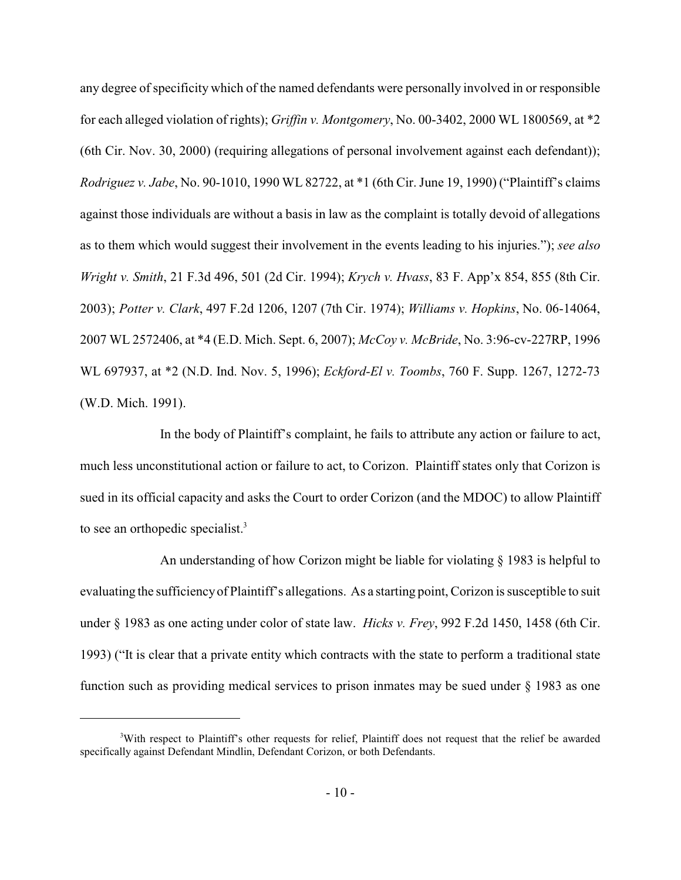any degree of specificity which of the named defendants were personally involved in or responsible for each alleged violation of rights); *Griffin v. Montgomery*, No. 00-3402, 2000 WL 1800569, at *2 (6th Cir. Nov. 30, 2000) (requiring allegations of personal involvement against each defendant)); *Rodriguez v. Jabe*, No. 90-1010, 1990 WL 82722, at *1 (6th Cir. June 19, 1990) ("Plaintiff's claims against those individuals are without a basis in law as the complaint is totally devoid of allegations as to them which would suggest their involvement in the events leading to his injuries."); *see also Wright v. Smith*, 21 F.3d 496, 501 (2d Cir. 1994); *Krych v. Hvass*, 83 F. App'x 854, 855 (8th Cir. 2003); *Potter v. Clark*, 497 F.2d 1206, 1207 (7th Cir. 1974); *Williams v. Hopkins*, No. 06-14064, 2007 WL 2572406, at *4 (E.D. Mich. Sept. 6, 2007); *McCoy v. McBride*, No. 3:96-cv-227RP, 1996 WL 697937, at *2 (N.D. Ind. Nov. 5, 1996); *Eckford-El v. Toombs*, 760 F. Supp. 1267, 1272-73 (W.D. Mich. 1991).

In the body of Plaintiff's complaint, he fails to attribute any action or failure to act, much less unconstitutional action or failure to act, to Corizon. Plaintiff states only that Corizon is sued in its official capacity and asks the Court to order Corizon (and the MDOC) to allow Plaintiff to see an orthopedic specialist.[3]

An understanding of how Corizon might be liable for violating § 1983 is helpful to evaluating the sufficiency of Plaintiff's allegations. As a starting point, Corizon is susceptible to suit under § 1983 as one acting under color of state law. *Hicks v. Frey*, 992 F.2d 1450, 1458 (6th Cir. 1993) ("It is clear that a private entity which contracts with the state to perform a traditional state function such as providing medical services to prison inmates may be sued under § 1983 as one

---

[3] With respect to Plaintiff's other requests for relief, Plaintiff does not request that the relief be awarded specifically against Defendant Mindlin, Defendant Corizon, or both Defendants.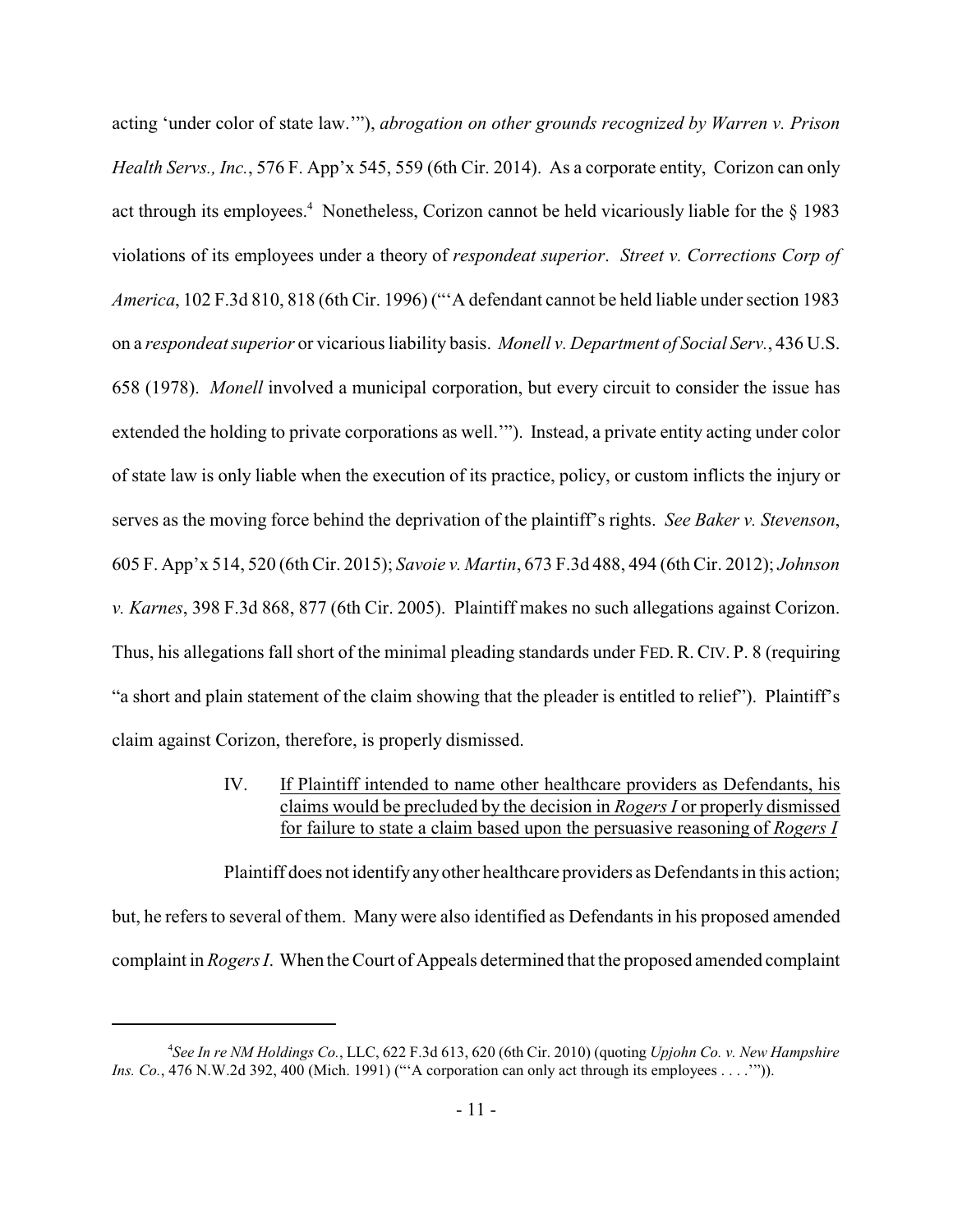acting 'under color of state law.'"), *abrogation on other grounds recognized by Warren v. Prison Health Servs., Inc.*, 576 F. App'x 545, 559 (6th Cir. 2014). As a corporate entity, Corizon can only act through its employees.[4] Nonetheless, Corizon cannot be held vicariously liable for the § 1983 violations of its employees under a theory of *respondeat superior*. *Street v. Corrections Corp of America*, 102 F.3d 810, 818 (6th Cir. 1996) ("'A defendant cannot be held liable under section 1983 on a *respondeat superior* or vicarious liability basis. *Monell v. Department of Social Serv.*, 436 U.S. 658 (1978). *Monell* involved a municipal corporation, but every circuit to consider the issue has extended the holding to private corporations as well.'"). Instead, a private entity acting under color of state law is only liable when the execution of its practice, policy, or custom inflicts the injury or serves as the moving force behind the deprivation of the plaintiff's rights. *See Baker v. Stevenson*, 605 F. App'x 514, 520 (6th Cir. 2015); *Savoie v. Martin*, 673 F.3d 488, 494 (6th Cir. 2012); *Johnson v. Karnes*, 398 F.3d 868, 877 (6th Cir. 2005). Plaintiff makes no such allegations against Corizon. Thus, his allegations fall short of the minimal pleading standards under FED. R. CIV. P. 8 (requiring "a short and plain statement of the claim showing that the pleader is entitled to relief"). Plaintiff's claim against Corizon, therefore, is properly dismissed.

## IV. If Plaintiff intended to name other healthcare providers as Defendants, his claims would be precluded by the decision in *Rogers I* or properly dismissed for failure to state a claim based upon the persuasive reasoning of *Rogers I*

Plaintiff does not identify any other healthcare providers as Defendants in this action; but, he refers to several of them. Many were also identified as Defendants in his proposed amended complaint in *Rogers I*. When the Court of Appeals determined that the proposed amended complaint

---

[4] *See In re NM Holdings Co.*, LLC, 622 F.3d 613, 620 (6th Cir. 2010) (quoting *Upjohn Co. v. New Hampshire Ins. Co.*, 476 N.W.2d 392, 400 (Mich. 1991) ("'A corporation can only act through its employees . . . .'")).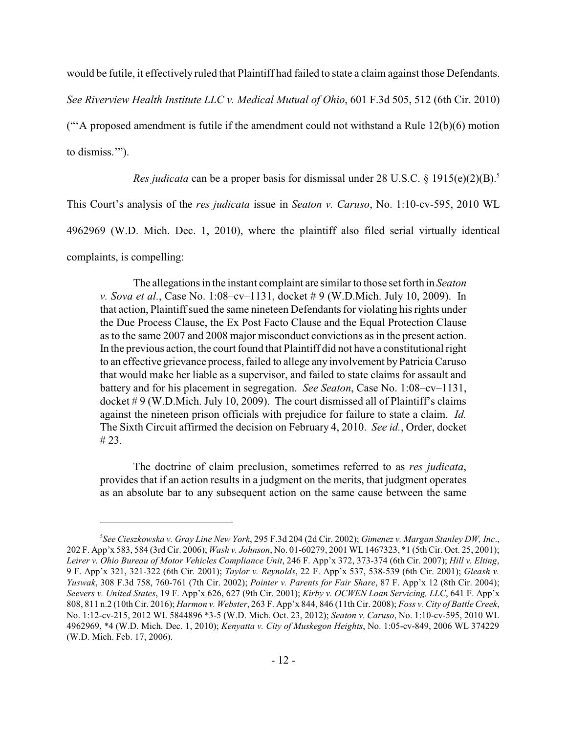would be futile, it effectively ruled that Plaintiff had failed to state a claim against those Defendants. *See Riverview Health Institute LLC v. Medical Mutual of Ohio*, 601 F.3d 505, 512 (6th Cir. 2010) ("'A proposed amendment is futile if the amendment could not withstand a Rule 12(b)(6) motion to dismiss.'").

*Res judicata* can be a proper basis for dismissal under 28 U.S.C. § 1915(e)(2)(B).[5] This Court's analysis of the *res judicata* issue in *Seaton v. Caruso*, No. 1:10-cv-595, 2010 WL 4962969 (W.D. Mich. Dec. 1, 2010), where the plaintiff also filed serial virtually identical complaints, is compelling:

> The allegations in the instant complaint are similar to those set forth in *Seaton v. Sova et al.*, Case No. 1:08–cv–1131, docket # 9 (W.D.Mich. July 10, 2009). In that action, Plaintiff sued the same nineteen Defendants for violating his rights under the Due Process Clause, the Ex Post Facto Clause and the Equal Protection Clause as to the same 2007 and 2008 major misconduct convictions as in the present action. In the previous action, the court found that Plaintiff did not have a constitutional right to an effective grievance process, failed to allege any involvement by Patricia Caruso that would make her liable as a supervisor, and failed to state claims for assault and battery and for his placement in segregation. *See Seaton*, Case No. 1:08–cv–1131, docket # 9 (W.D.Mich. July 10, 2009). The court dismissed all of Plaintiff's claims against the nineteen prison officials with prejudice for failure to state a claim. *Id.* The Sixth Circuit affirmed the decision on February 4, 2010. *See id.*, Order, docket # 23.
>
> The doctrine of claim preclusion, sometimes referred to as *res judicata*, provides that if an action results in a judgment on the merits, that judgment operates as an absolute bar to any subsequent action on the same cause between the same

---

[5] *See Cieszkowska v. Gray Line New York*, 295 F.3d 204 (2d Cir. 2002); *Gimenez v. Margan Stanley DW, Inc*., 202 F. App'x 583, 584 (3rd Cir. 2006); *Wash v. Johnson*, No. 01-60279, 2001 WL 1467323, *1 (5th Cir. Oct. 25, 2001); *Leirer v. Ohio Bureau of Motor Vehicles Compliance Unit*, 246 F. App'x 372, 373-374 (6th Cir. 2007); *Hill v. Elting*, 9 F. App'x 321, 321-322 (6th Cir. 2001); *Taylor v. Reynolds*, 22 F. App'x 537, 538-539 (6th Cir. 2001); *Gleash v. Yuswak*, 308 F.3d 758, 760-761 (7th Cir. 2002); *Pointer v. Parents for Fair Share*, 87 F. App'x 12 (8th Cir. 2004); *Seevers v. United States*, 19 F. App'x 626, 627 (9th Cir. 2001); *Kirby v. OCWEN Loan Servicing, LLC*, 641 F. App'x 808, 811 n.2 (10th Cir. 2016); *Harmon v. Webster*, 263 F. App'x 844, 846 (11th Cir. 2008); *Foss v. City of Battle Creek*, No. 1:12-cv-215, 2012 WL 5844896 *3-5 (W.D. Mich. Oct. 23, 2012); *Seaton v. Caruso*, No. 1:10-cv-595, 2010 WL 4962969, *4 (W.D. Mich. Dec. 1, 2010); *Kenyatta v. City of Muskegon Heights*, No. 1:05-cv-849, 2006 WL 374229 (W.D. Mich. Feb. 17, 2006).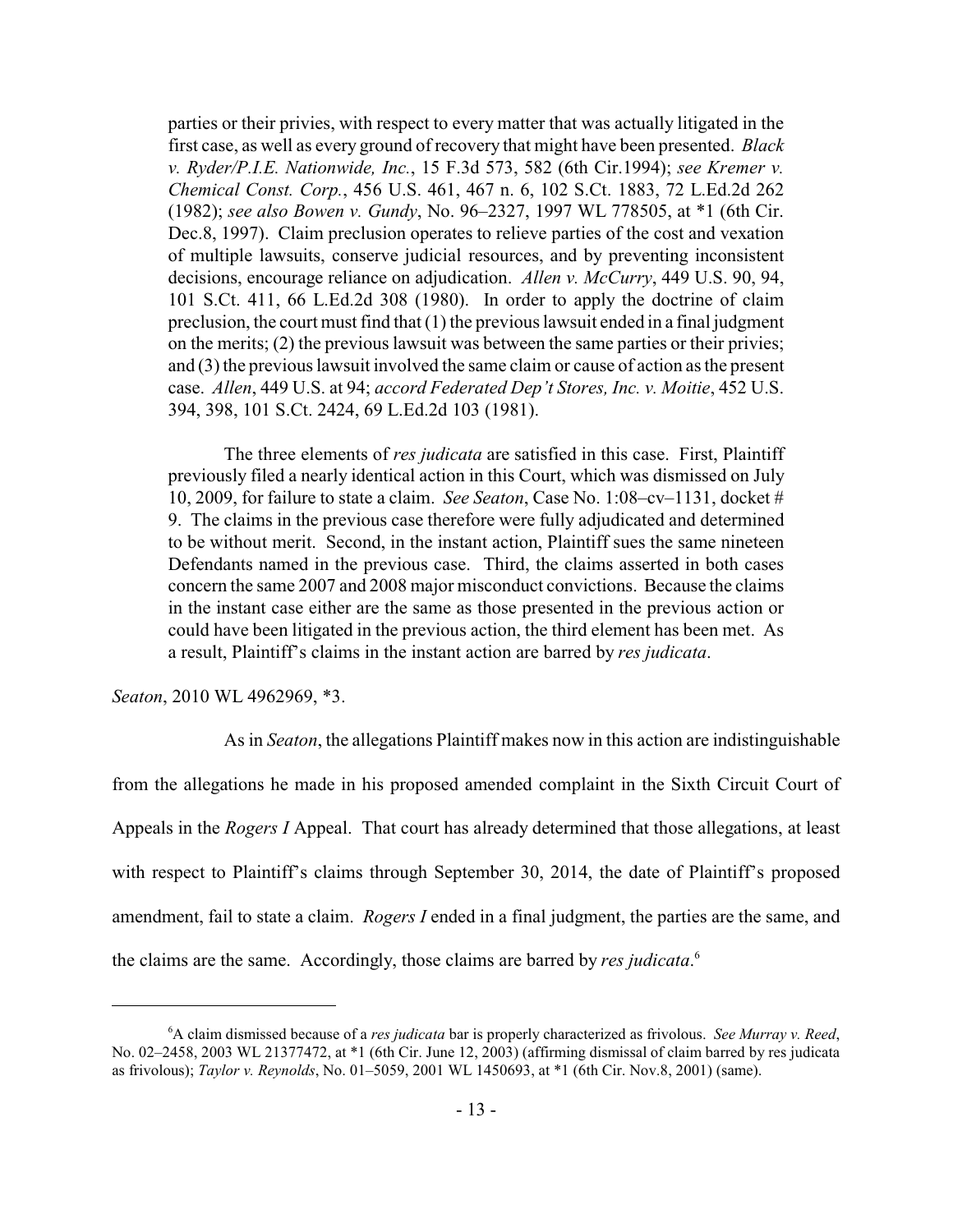> parties or their privies, with respect to every matter that was actually litigated in the first case, as well as every ground of recovery that might have been presented. *Black v. Ryder/P.I.E. Nationwide, Inc.*, 15 F.3d 573, 582 (6th Cir.1994); *see Kremer v. Chemical Const. Corp.*, 456 U.S. 461, 467 n. 6, 102 S.Ct. 1883, 72 L.Ed.2d 262 (1982); *see also Bowen v. Gundy*, No. 96–2327, 1997 WL 778505, at *1 (6th Cir. Dec.8, 1997). Claim preclusion operates to relieve parties of the cost and vexation of multiple lawsuits, conserve judicial resources, and by preventing inconsistent decisions, encourage reliance on adjudication. *Allen v. McCurry*, 449 U.S. 90, 94, 101 S.Ct. 411, 66 L.Ed.2d 308 (1980). In order to apply the doctrine of claim preclusion, the court must find that (1) the previous lawsuit ended in a final judgment on the merits; (2) the previous lawsuit was between the same parties or their privies; and (3) the previous lawsuit involved the same claim or cause of action as the present case. *Allen*, 449 U.S. at 94; *accord Federated Dep't Stores, Inc. v. Moitie*, 452 U.S. 394, 398, 101 S.Ct. 2424, 69 L.Ed.2d 103 (1981).
>
> The three elements of *res judicata* are satisfied in this case. First, Plaintiff previously filed a nearly identical action in this Court, which was dismissed on July 10, 2009, for failure to state a claim. *See Seaton*, Case No. 1:08–cv–1131, docket # 9. The claims in the previous case therefore were fully adjudicated and determined to be without merit. Second, in the instant action, Plaintiff sues the same nineteen Defendants named in the previous case. Third, the claims asserted in both cases concern the same 2007 and 2008 major misconduct convictions. Because the claims in the instant case either are the same as those presented in the previous action or could have been litigated in the previous action, the third element has been met. As a result, Plaintiff's claims in the instant action are barred by *res judicata*.

*Seaton*, 2010 WL 4962969, *3.

As in *Seaton*, the allegations Plaintiff makes now in this action are indistinguishable from the allegations he made in his proposed amended complaint in the Sixth Circuit Court of Appeals in the *Rogers I* Appeal. That court has already determined that those allegations, at least with respect to Plaintiff's claims through September 30, 2014, the date of Plaintiff's proposed amendment, fail to state a claim. *Rogers I* ended in a final judgment, the parties are the same, and the claims are the same. Accordingly, those claims are barred by *res judicata*.[6]

---

[6] A claim dismissed because of a *res judicata* bar is properly characterized as frivolous. *See Murray v. Reed*, No. 02–2458, 2003 WL 21377472, at *1 (6th Cir. June 12, 2003) (affirming dismissal of claim barred by res judicata as frivolous); *Taylor v. Reynolds*, No. 01–5059, 2001 WL 1450693, at *1 (6th Cir. Nov.8, 2001) (same).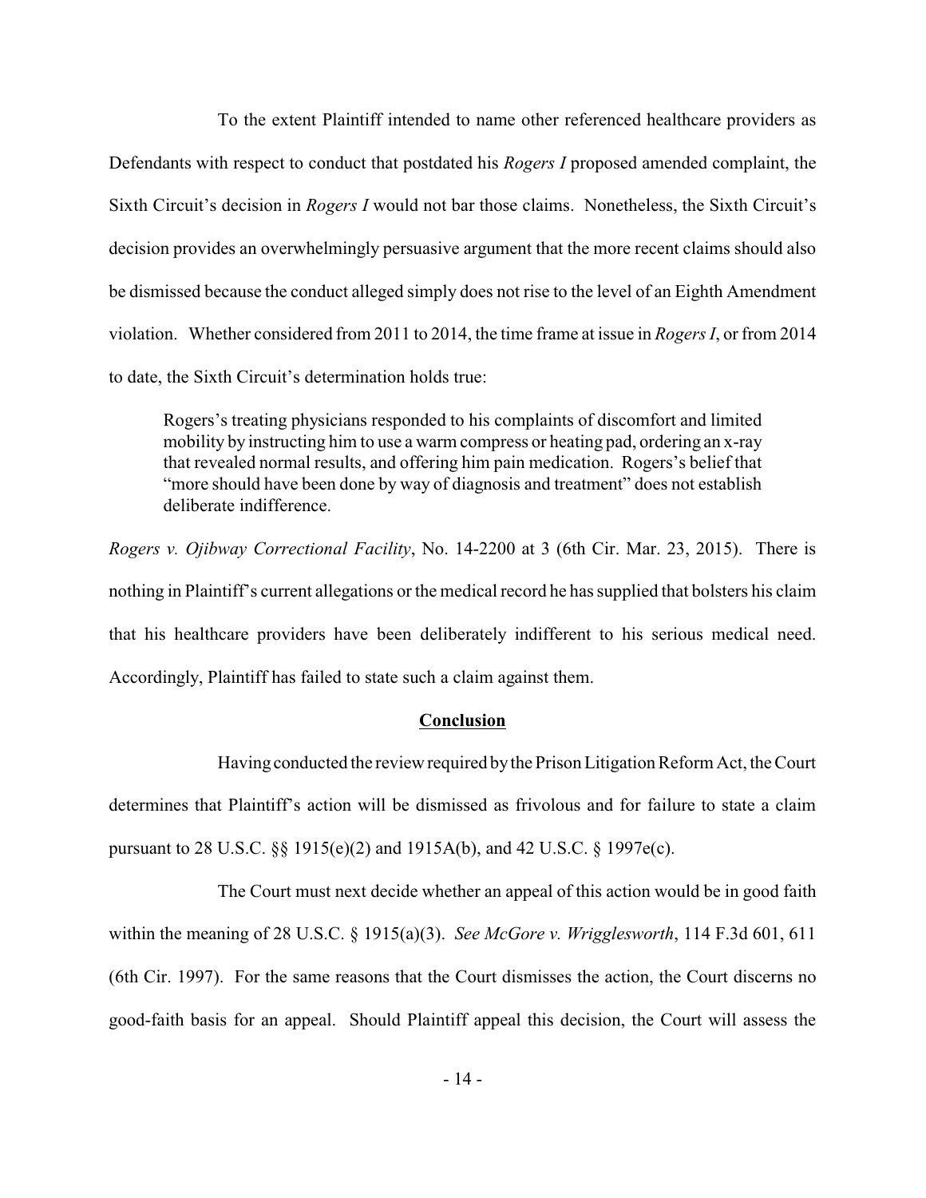To the extent Plaintiff intended to name other referenced healthcare providers as Defendants with respect to conduct that postdated his *Rogers I* proposed amended complaint, the Sixth Circuit's decision in *Rogers I* would not bar those claims. Nonetheless, the Sixth Circuit's decision provides an overwhelmingly persuasive argument that the more recent claims should also be dismissed because the conduct alleged simply does not rise to the level of an Eighth Amendment violation. Whether considered from 2011 to 2014, the time frame at issue in *Rogers I*, or from 2014 to date, the Sixth Circuit's determination holds true:

> Rogers's treating physicians responded to his complaints of discomfort and limited mobility by instructing him to use a warm compress or heating pad, ordering an x-ray that revealed normal results, and offering him pain medication. Rogers's belief that "more should have been done by way of diagnosis and treatment" does not establish deliberate indifference.

*Rogers v. Ojibway Correctional Facility*, No. 14-2200 at 3 (6th Cir. Mar. 23, 2015). There is nothing in Plaintiff's current allegations or the medical record he has supplied that bolsters his claim that his healthcare providers have been deliberately indifferent to his serious medical need. Accordingly, Plaintiff has failed to state such a claim against them.

## Conclusion

Having conducted the review required by the Prison Litigation Reform Act, the Court determines that Plaintiff's action will be dismissed as frivolous and for failure to state a claim pursuant to 28 U.S.C. §§ 1915(e)(2) and 1915A(b), and 42 U.S.C. § 1997e(c).

The Court must next decide whether an appeal of this action would be in good faith within the meaning of 28 U.S.C. § 1915(a)(3). *See McGore v. Wrigglesworth*, 114 F.3d 601, 611 (6th Cir. 1997). For the same reasons that the Court dismisses the action, the Court discerns no good-faith basis for an appeal. Should Plaintiff appeal this decision, the Court will assess the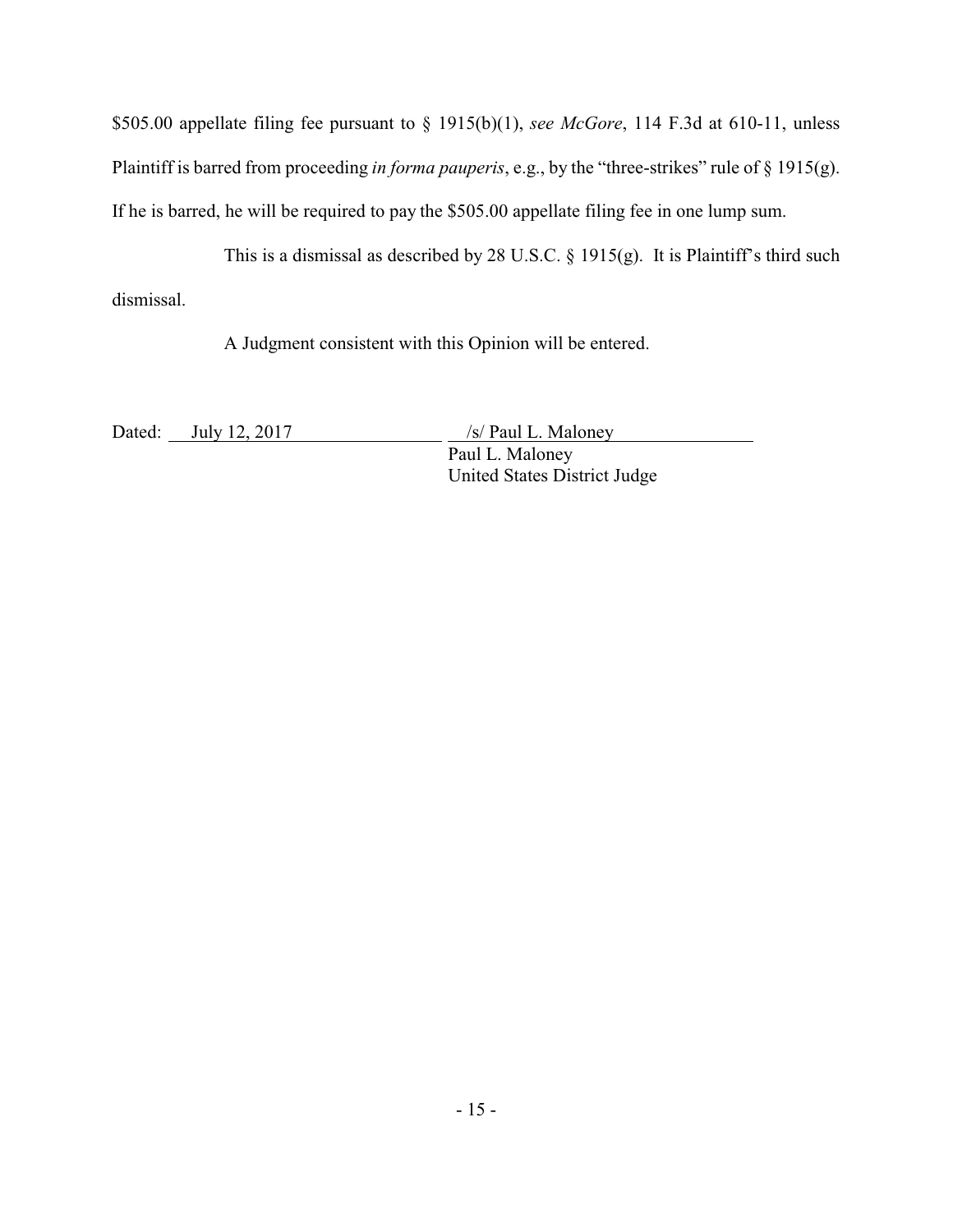$505.00 appellate filing fee pursuant to § 1915(b)(1), *see McGore*, 114 F.3d at 610-11, unless Plaintiff is barred from proceeding *in forma pauperis*, e.g., by the "three-strikes" rule of § 1915(g). If he is barred, he will be required to pay the $505.00 appellate filing fee in one lump sum.

This is a dismissal as described by 28 U.S.C. § 1915(g). It is Plaintiff's third such dismissal.

A Judgment consistent with this Opinion will be entered.

Dated: July 12, 2017

/s/ Paul L. Maloney
Paul L. Maloney
United States District Judge